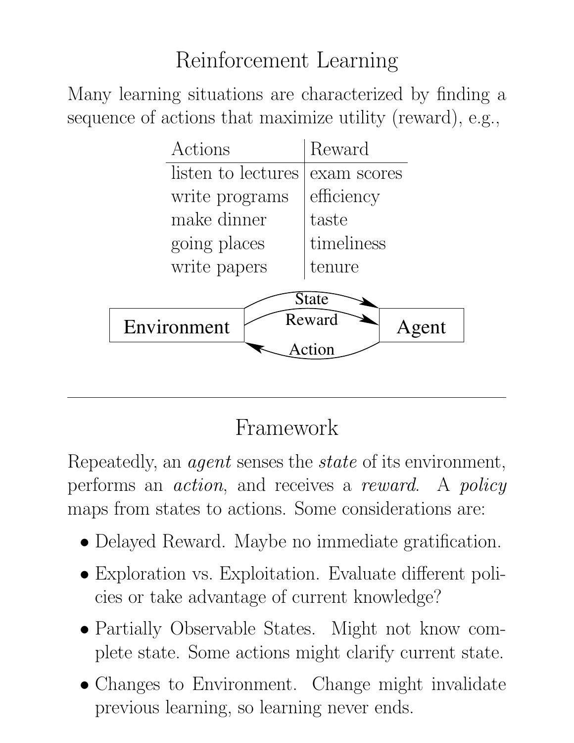# Reinforcement Learning

Many learning situations are characterized by finding a sequence of actions that maximize utility (reward), e.g.,

| Actions | Reward |
|---|---|
| listen to lectures | exam scores |
| write programs | efficiency |
| make dinner | taste |
| going places | timeliness |
| write papers | tenure |

Environment → State → Agent
Environment → Reward → Agent
Agent → Action → Environment

---

# Framework

Repeatedly, an *agent* senses the *state* of its environment, performs an *action*, and receives a *reward*. A *policy* maps from states to actions. Some considerations are:

- Delayed Reward. Maybe no immediate gratification.
- Exploration vs. Exploitation. Evaluate different policies or take advantage of current knowledge?
- Partially Observable States. Might not know complete state. Some actions might clarify current state.
- Changes to Environment. Change might invalidate previous learning, so learning never ends.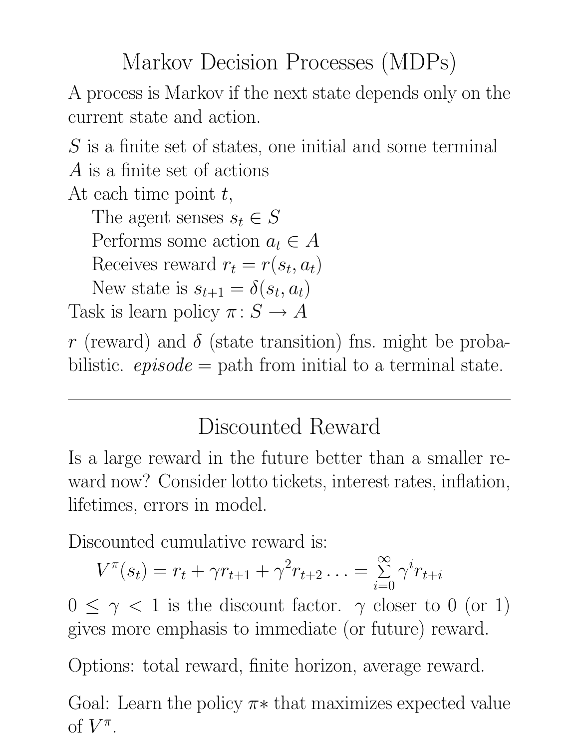## Markov Decision Processes (MDPs)

A process is Markov if the next state depends only on the current state and action.

$S$ is a finite set of states, one initial and some terminal
$A$ is a finite set of actions
At each time point $t$,

- The agent senses $s_t \in S$
- Performs some action $a_t \in A$
- Receives reward $r_t = r(s_t, a_t)$
- New state is $s_{t+1} = \delta(s_t, a_t)$

Task is learn policy $\pi : S \rightarrow A$

$r$ (reward) and $\delta$ (state transition) fns. might be probabilistic. *episode* = path from initial to a terminal state.

---

## Discounted Reward

Is a large reward in the future better than a smaller reward now? Consider lotto tickets, interest rates, inflation, lifetimes, errors in model.

Discounted cumulative reward is:

$$V^{\pi}(s_t) = r_t + \gamma r_{t+1} + \gamma^2 r_{t+2} \ldots = \sum_{i=0}^{\infty} \gamma^i r_{t+i}$$

$0 \leq \gamma < 1$ is the discount factor. $\gamma$ closer to 0 (or 1) gives more emphasis to immediate (or future) reward.

Options: total reward, finite horizon, average reward.

Goal: Learn the policy $\pi*$ that maximizes expected value of $V^{\pi}$.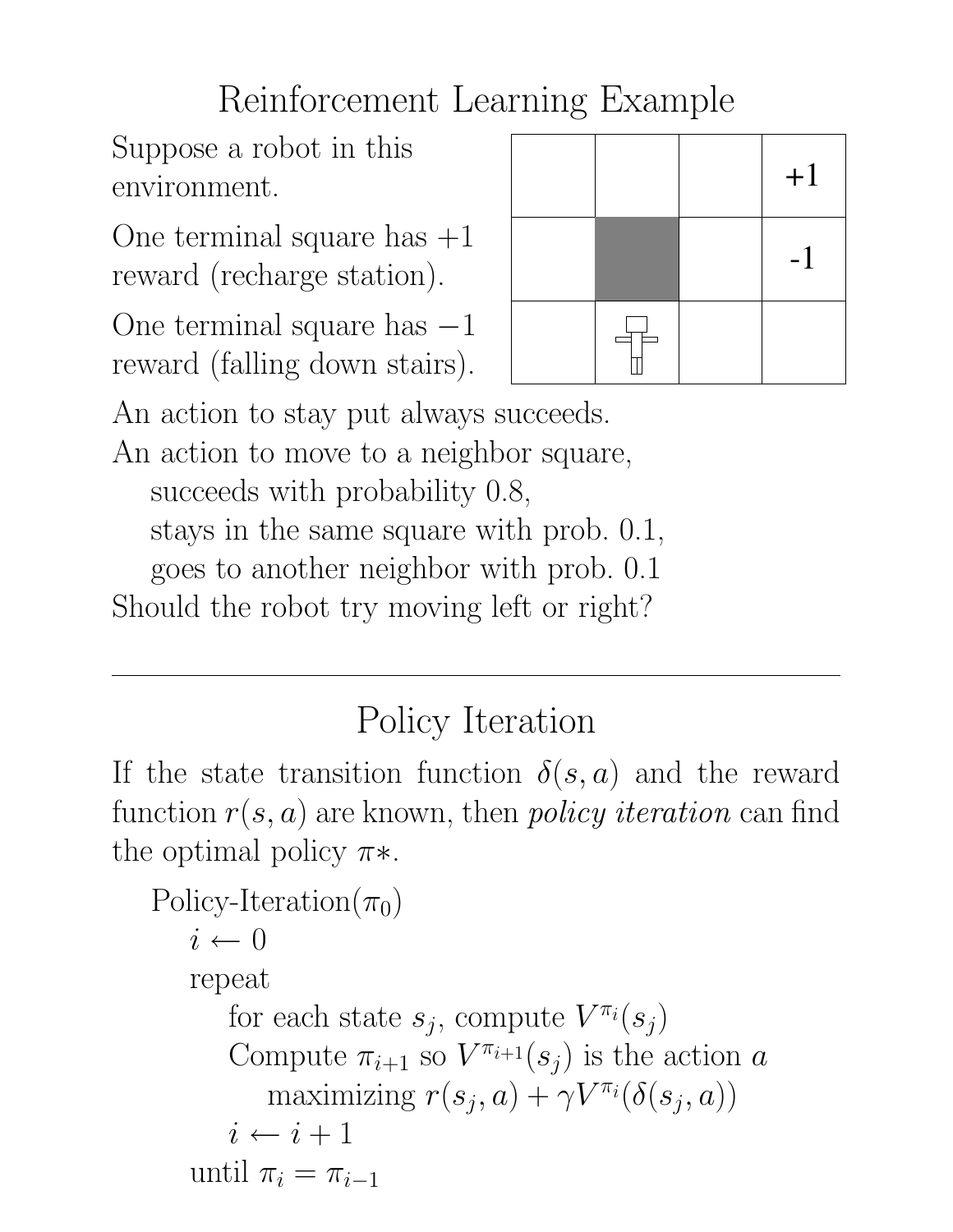# Reinforcement Learning Example

Suppose a robot in this environment.

One terminal square has +1 reward (recharge station).

One terminal square has −1 reward (falling down stairs).

|   |   |   | +1 |
|---|---|---|---|
|   | ■ |   | -1 |
|   | robot |   |   |

An action to stay put always succeeds.

An action to move to a neighbor square,
- succeeds with probability 0.8,
- stays in the same square with prob. 0.1,
- goes to another neighbor with prob. 0.1

Should the robot try moving left or right?

---

# Policy Iteration

If the state transition function $\delta(s, a)$ and the reward function $r(s, a)$ are known, then *policy iteration* can find the optimal policy $\pi*$.

```
Policy-Iteration(π_0)
    i ← 0
    repeat
        for each state s_j, compute V^{π_i}(s_j)
        Compute π_{i+1} so V^{π_{i+1}}(s_j) is the action a
            maximizing r(s_j, a) + γ V^{π_i}(δ(s_j, a))
        i ← i + 1
    until π_i = π_{i-1}
```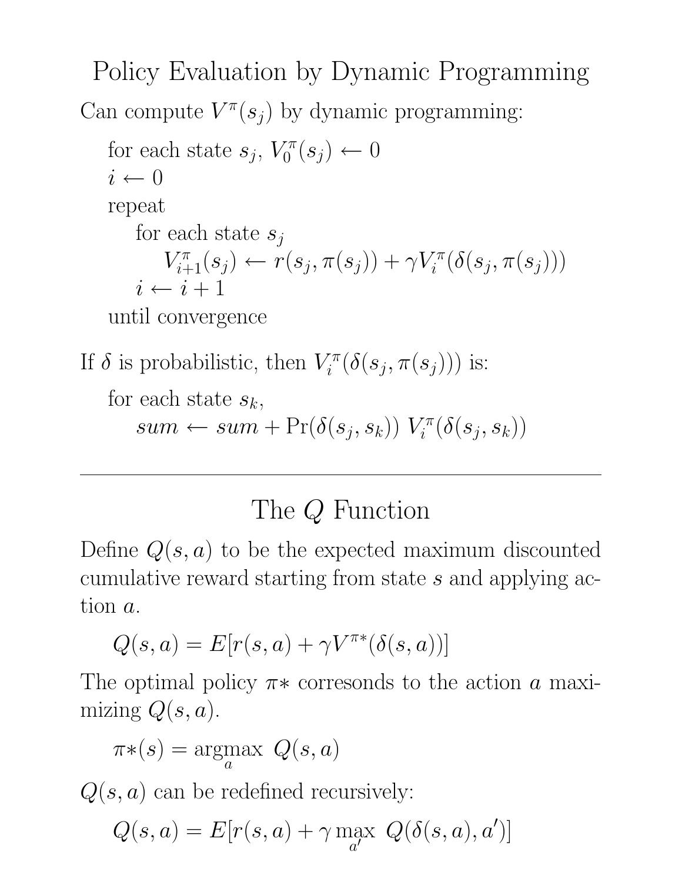## Policy Evaluation by Dynamic Programming

Can compute $V^\pi(s_j)$ by dynamic programming:

> for each state $s_j$, $V_0^\pi(s_j) \leftarrow 0$
> $i \leftarrow 0$
> repeat
>   for each state $s_j$
>     $V_{i+1}^\pi(s_j) \leftarrow r(s_j, \pi(s_j)) + \gamma V_i^\pi(\delta(s_j, \pi(s_j)))$
>   $i \leftarrow i + 1$
> until convergence

If $\delta$ is probabilistic, then $V_i^\pi(\delta(s_j, \pi(s_j)))$ is:

> for each state $s_k$,
>   $sum \leftarrow sum + \Pr(\delta(s_j, s_k))\ V_i^\pi(\delta(s_j, s_k))$

---

## The $Q$ Function

Define $Q(s, a)$ to be the expected maximum discounted cumulative reward starting from state $s$ and applying action $a$.

$$Q(s, a) = E[r(s, a) + \gamma V^{\pi *}(\delta(s, a))]$$

The optimal policy $\pi *$ corresonds to the action $a$ maximizing $Q(s, a)$.

$$\pi * (s) = \underset{a}{\operatorname{argmax}}\ Q(s, a)$$

$Q(s, a)$ can be redefined recursively:

$$Q(s, a) = E[r(s, a) + \gamma \max_{a'}\ Q(\delta(s, a), a')]$$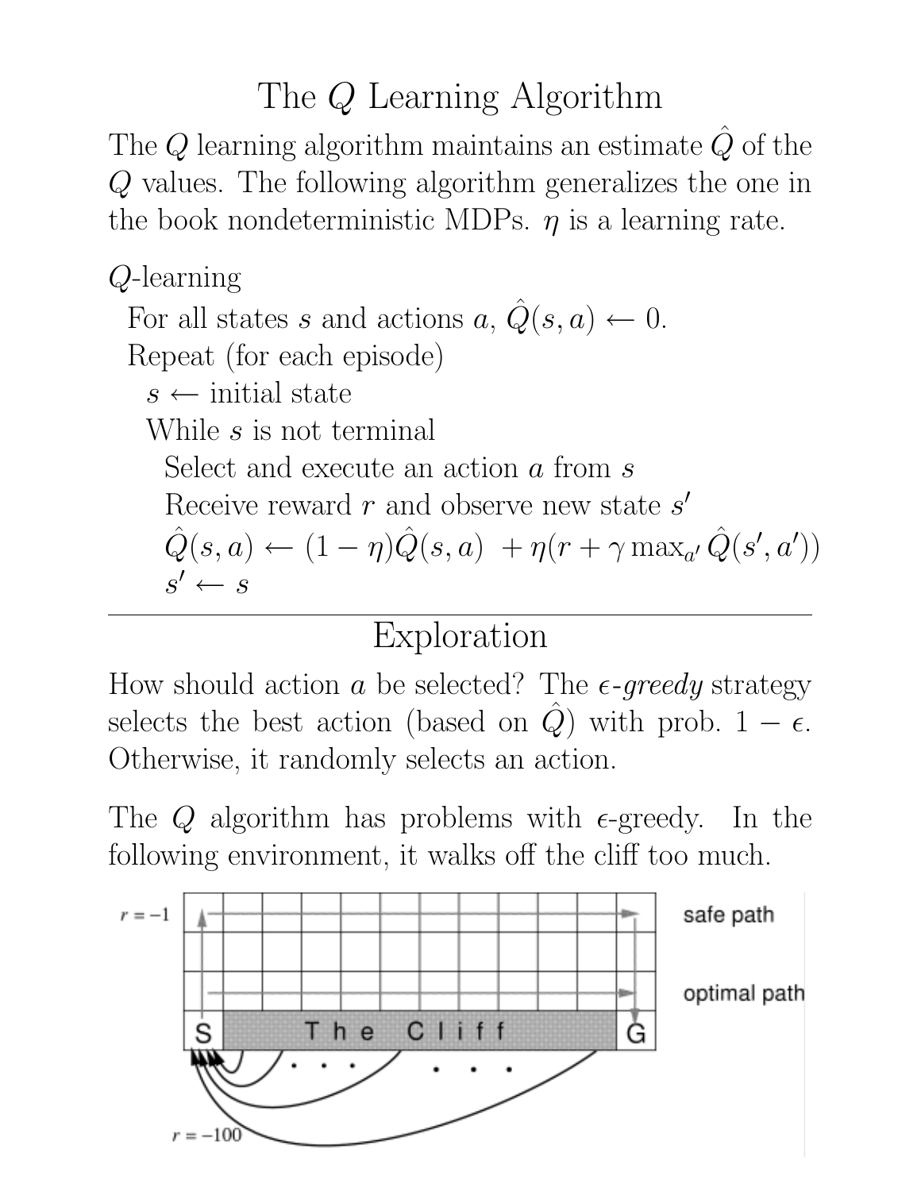# The $Q$ Learning Algorithm

The $Q$ learning algorithm maintains an estimate $\hat{Q}$ of the $Q$ values. The following algorithm generalizes the one in the book nondeterministic MDPs. $\eta$ is a learning rate.

$Q$-learning
  For all states $s$ and actions $a$, $\hat{Q}(s, a) \leftarrow 0$.
  Repeat (for each episode)
    $s \leftarrow$ initial state
    While $s$ is not terminal
      Select and execute an action $a$ from $s$
      Receive reward $r$ and observe new state $s'$
      $\hat{Q}(s, a) \leftarrow (1 - \eta)\hat{Q}(s, a) + \eta(r + \gamma \max_{a'} \hat{Q}(s', a'))$
      $s' \leftarrow s$

---

# Exploration

How should action $a$ be selected? The $\epsilon$-*greedy* strategy selects the best action (based on $\hat{Q}$) with prob. $1 - \epsilon$. Otherwise, it randomly selects an action.

The $Q$ algorithm has problems with $\epsilon$-greedy. In the following environment, it walks off the cliff too much.

$r = -1$ safe path optimal path S The Cliff G $r = -100$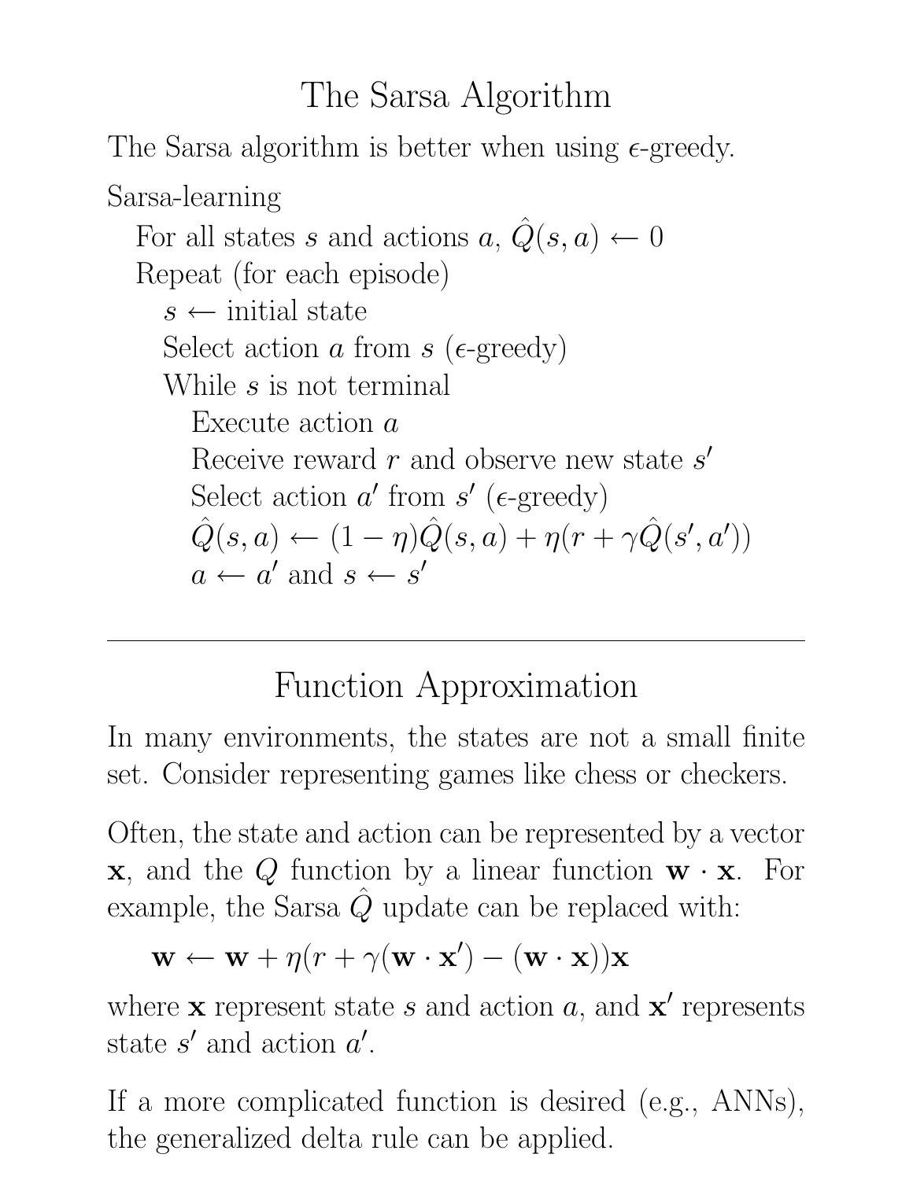# The Sarsa Algorithm

The Sarsa algorithm is better when using $\epsilon$-greedy.

Sarsa-learning

- For all states $s$ and actions $a$, $\hat{Q}(s, a) \leftarrow 0$
- Repeat (for each episode)
  - $s \leftarrow$ initial state
  - Select action $a$ from $s$ ($\epsilon$-greedy)
  - While $s$ is not terminal
    - Execute action $a$
    - Receive reward $r$ and observe new state $s'$
    - Select action $a'$ from $s'$ ($\epsilon$-greedy)
    - $\hat{Q}(s, a) \leftarrow (1 - \eta)\hat{Q}(s, a) + \eta(r + \gamma \hat{Q}(s', a'))$
    - $a \leftarrow a'$ and $s \leftarrow s'$

---

# Function Approximation

In many environments, the states are not a small finite set. Consider representing games like chess or checkers.

Often, the state and action can be represented by a vector $\mathbf{x}$, and the $Q$ function by a linear function $\mathbf{w} \cdot \mathbf{x}$. For example, the Sarsa $\hat{Q}$ update can be replaced with:

$$\mathbf{w} \leftarrow \mathbf{w} + \eta(r + \gamma(\mathbf{w} \cdot \mathbf{x}') - (\mathbf{w} \cdot \mathbf{x}))\mathbf{x}$$

where $\mathbf{x}$ represent state $s$ and action $a$, and $\mathbf{x}'$ represents state $s'$ and action $a'$.

If a more complicated function is desired (e.g., ANNs), the generalized delta rule can be applied.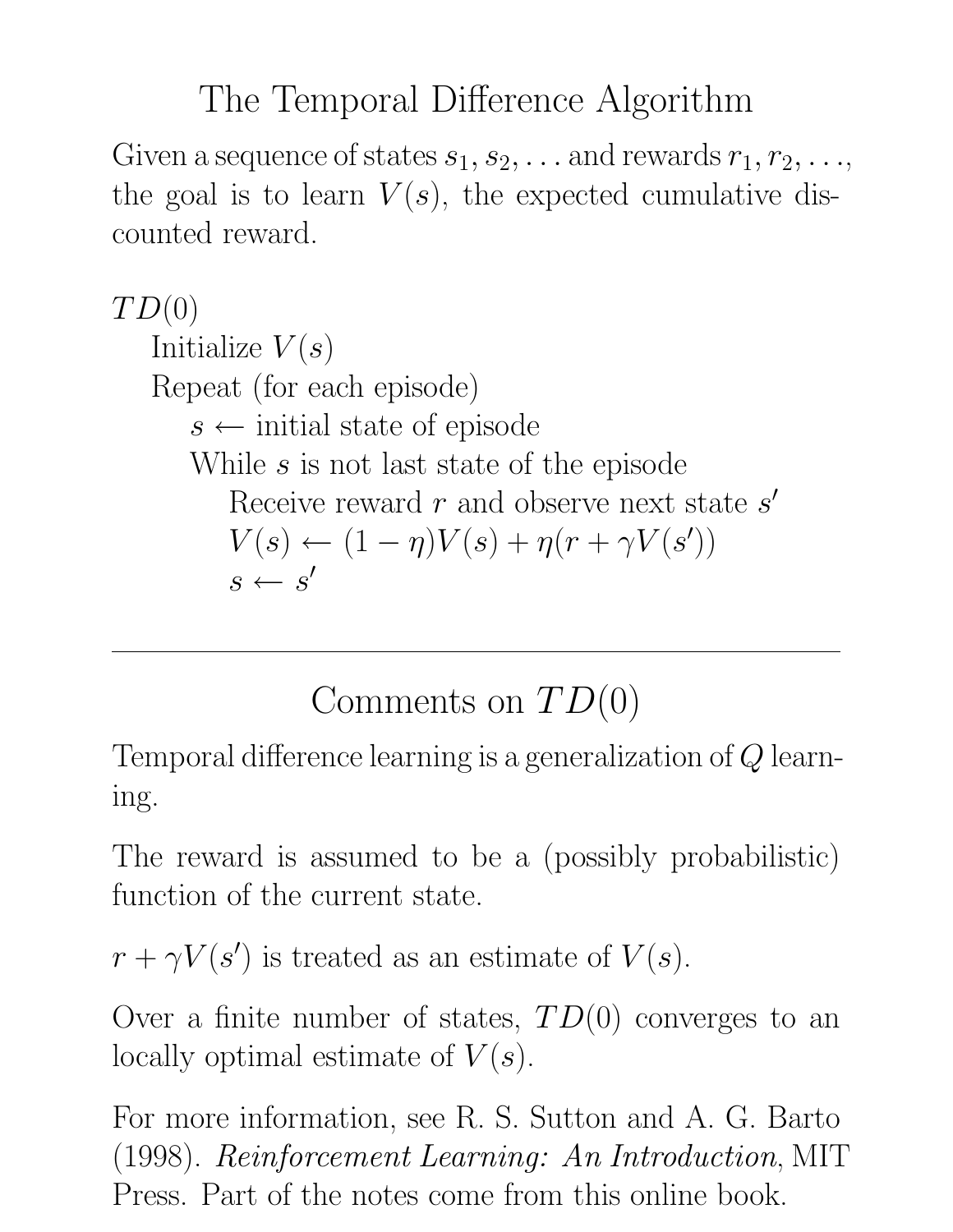# The Temporal Difference Algorithm

Given a sequence of states $s_1, s_2, \ldots$ and rewards $r_1, r_2, \ldots$, the goal is to learn $V(s)$, the expected cumulative discounted reward.

$TD(0)$
&nbsp;&nbsp;&nbsp;&nbsp;Initialize $V(s)$
&nbsp;&nbsp;&nbsp;&nbsp;Repeat (for each episode)
&nbsp;&nbsp;&nbsp;&nbsp;&nbsp;&nbsp;&nbsp;&nbsp;$s \leftarrow$ initial state of episode
&nbsp;&nbsp;&nbsp;&nbsp;&nbsp;&nbsp;&nbsp;&nbsp;While $s$ is not last state of the episode
&nbsp;&nbsp;&nbsp;&nbsp;&nbsp;&nbsp;&nbsp;&nbsp;&nbsp;&nbsp;&nbsp;&nbsp;Receive reward $r$ and observe next state $s'$
&nbsp;&nbsp;&nbsp;&nbsp;&nbsp;&nbsp;&nbsp;&nbsp;&nbsp;&nbsp;&nbsp;&nbsp;$V(s) \leftarrow (1 - \eta)V(s) + \eta(r + \gamma V(s'))$
&nbsp;&nbsp;&nbsp;&nbsp;&nbsp;&nbsp;&nbsp;&nbsp;&nbsp;&nbsp;&nbsp;&nbsp;$s \leftarrow s'$

---

# Comments on $TD(0)$

Temporal difference learning is a generalization of $Q$ learning.

The reward is assumed to be a (possibly probabilistic) function of the current state.

$r + \gamma V(s')$ is treated as an estimate of $V(s)$.

Over a finite number of states, $TD(0)$ converges to an locally optimal estimate of $V(s)$.

For more information, see R. S. Sutton and A. G. Barto (1998). *Reinforcement Learning: An Introduction*, MIT Press. Part of the notes come from this online book.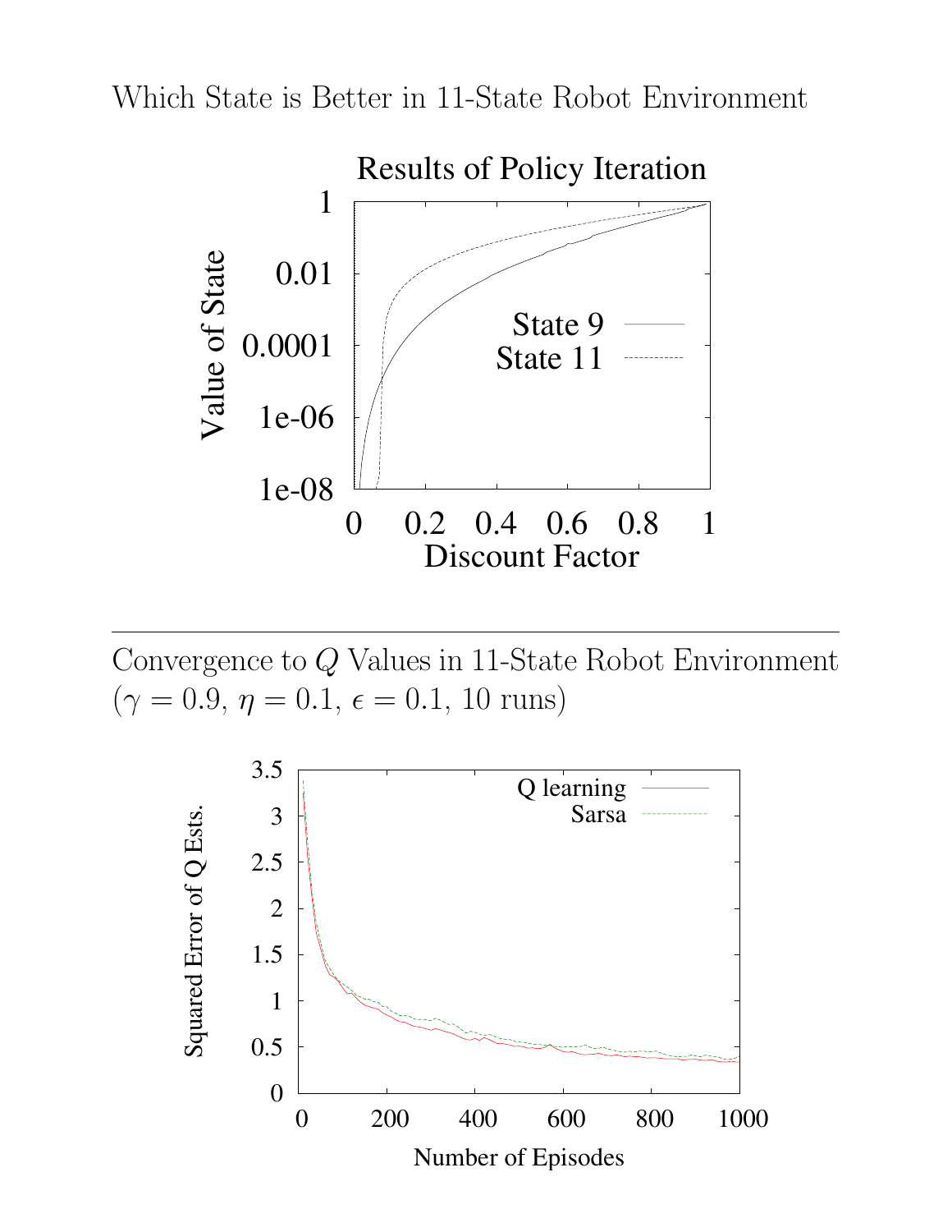Which State is Better in 11-State Robot Environment

---

Convergence to $Q$ Values in 11-State Robot Environment ($\gamma = 0.9$, $\eta = 0.1$, $\epsilon = 0.1$, 10 runs)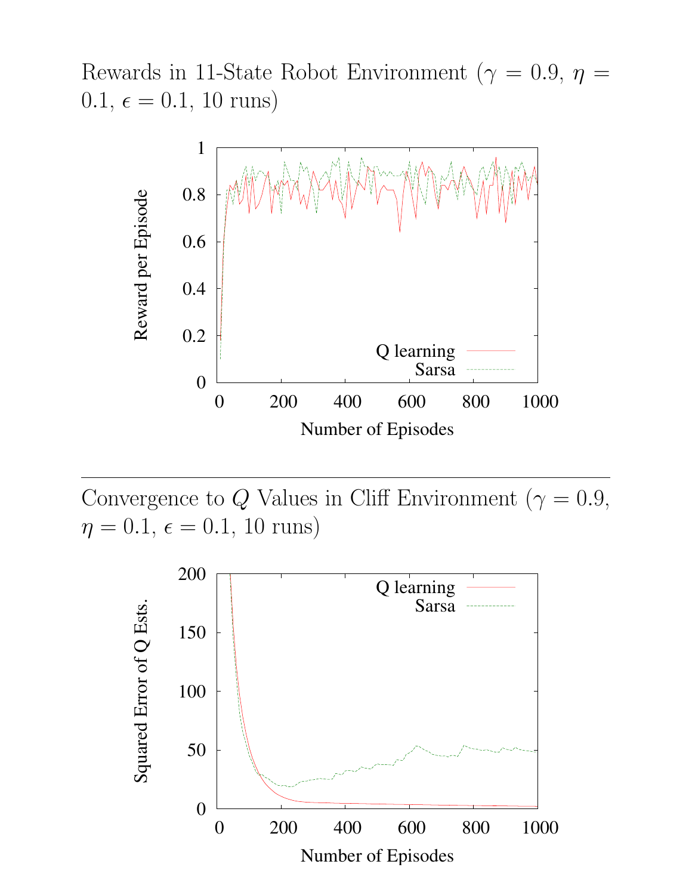Rewards in 11-State Robot Environment ($\gamma = 0.9$, $\eta = 0.1$, $\epsilon = 0.1$, 10 runs)

---

Convergence to $Q$ Values in Cliff Environment ($\gamma = 0.9$, $\eta = 0.1$, $\epsilon = 0.1$, 10 runs)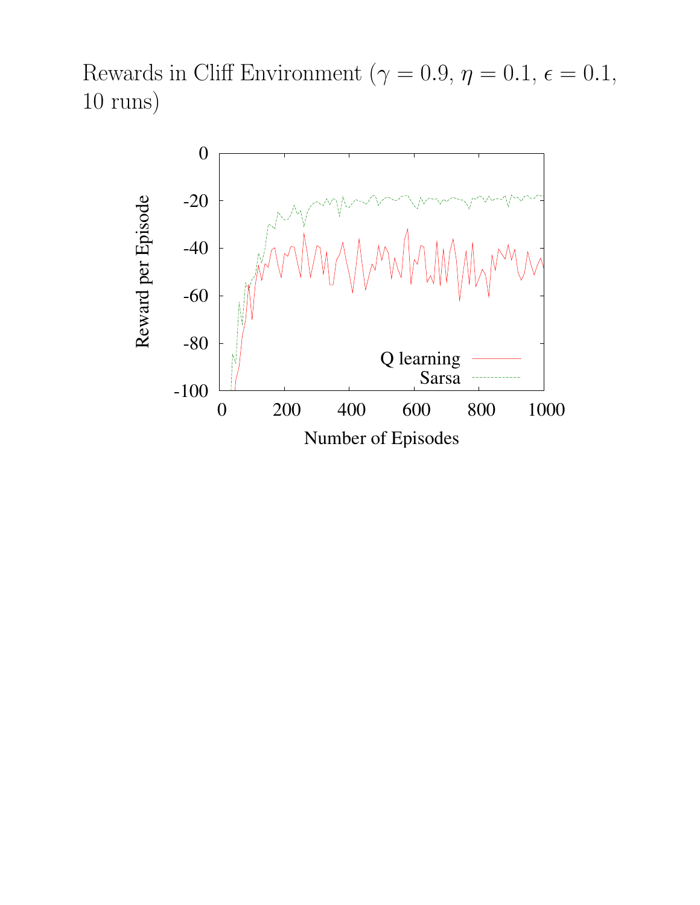Rewards in Cliff Environment ($\gamma = 0.9$, $\eta = 0.1$, $\epsilon = 0.1$, 10 runs)

Reward per Episode

0

-20

-40

-60

-80

-100

0

200

400

600

800

1000

Number of Episodes

Q learning

Sarsa